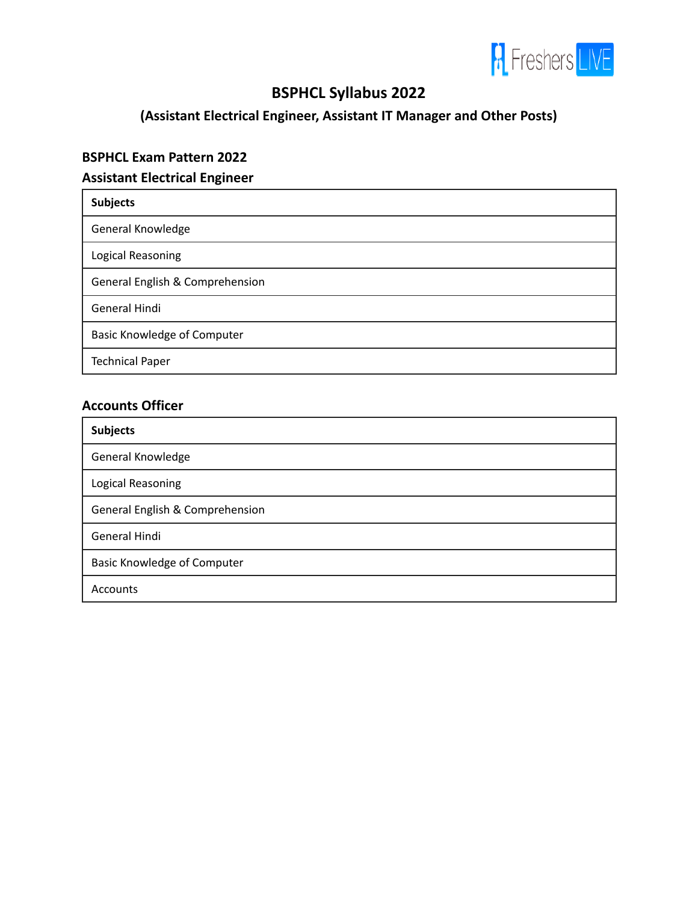# BSPHCL Syllabus 2022

## (Assistant Electrical Engineer, Assistant IT Manager and Other Posts)

### BSPHCL Exam Pattern 2022

### Assistant Electrical Engineer

| Subjects |
|---|
| General Knowledge |
| Logical Reasoning |
| General English & Comprehension |
| General Hindi |
| Basic Knowledge of Computer |
| Technical Paper |

### Accounts Officer

| Subjects |
|---|
| General Knowledge |
| Logical Reasoning |
| General English & Comprehension |
| General Hindi |
| Basic Knowledge of Computer |
| Accounts |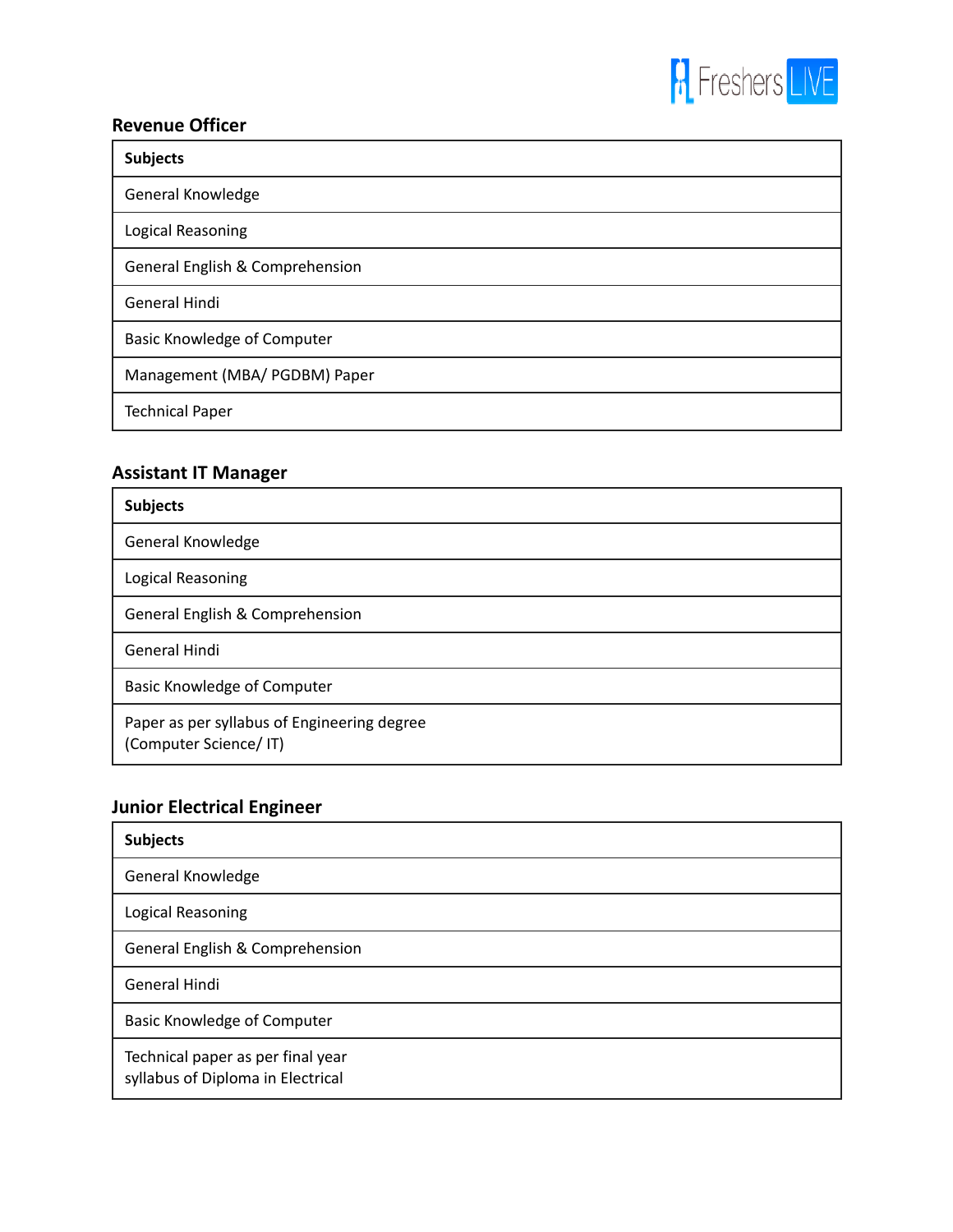### Revenue Officer

| Subjects |
| --- |
| General Knowledge |
| Logical Reasoning |
| General English & Comprehension |
| General Hindi |
| Basic Knowledge of Computer |
| Management (MBA/ PGDBM) Paper |
| Technical Paper |

### Assistant IT Manager

| Subjects |
| --- |
| General Knowledge |
| Logical Reasoning |
| General English & Comprehension |
| General Hindi |
| Basic Knowledge of Computer |
| Paper as per syllabus of Engineering degree (Computer Science/ IT) |

### Junior Electrical Engineer

| Subjects |
| --- |
| General Knowledge |
| Logical Reasoning |
| General English & Comprehension |
| General Hindi |
| Basic Knowledge of Computer |
| Technical paper as per final year syllabus of Diploma in Electrical |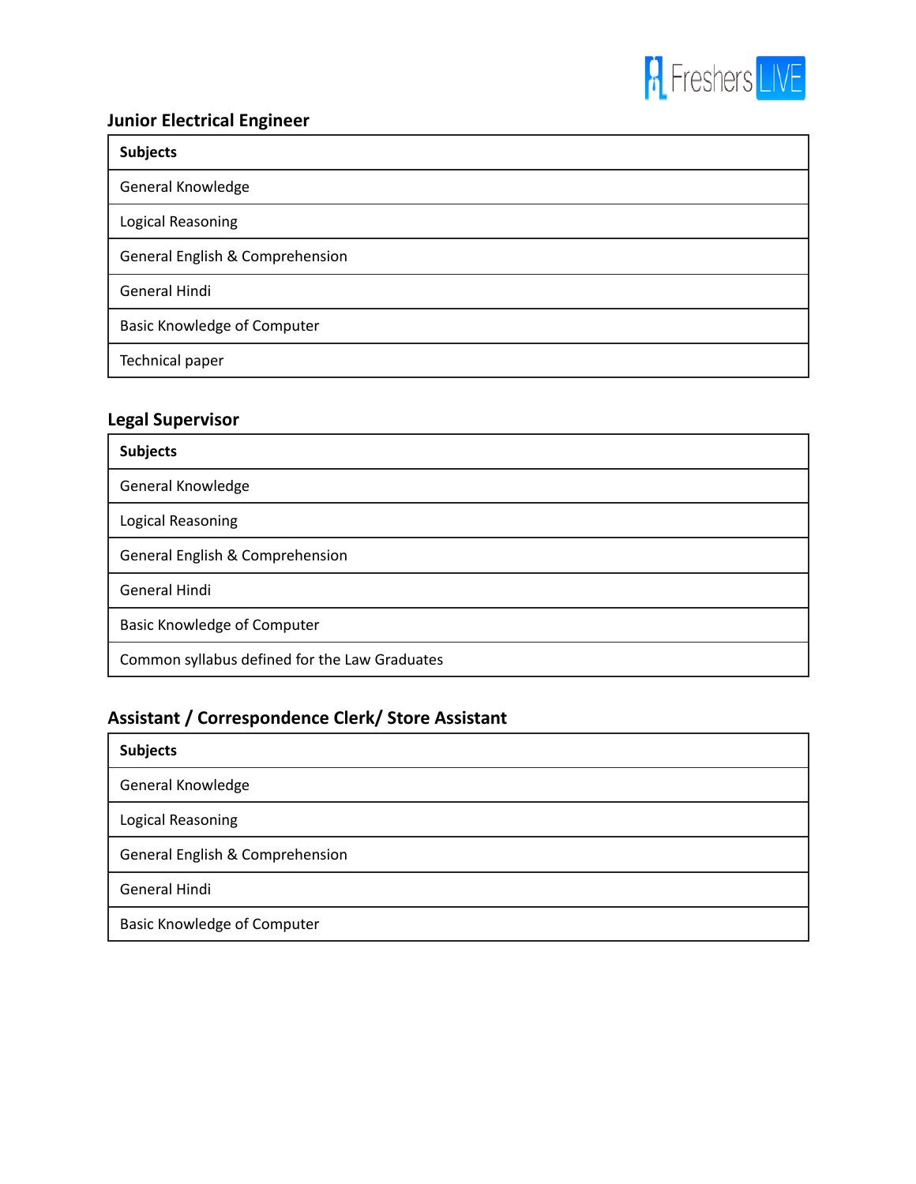### Junior Electrical Engineer

| Subjects |
|---|
| General Knowledge |
| Logical Reasoning |
| General English & Comprehension |
| General Hindi |
| Basic Knowledge of Computer |
| Technical paper |

### Legal Supervisor

| Subjects |
|---|
| General Knowledge |
| Logical Reasoning |
| General English & Comprehension |
| General Hindi |
| Basic Knowledge of Computer |
| Common syllabus defined for the Law Graduates |

### Assistant / Correspondence Clerk/ Store Assistant

| Subjects |
|---|
| General Knowledge |
| Logical Reasoning |
| General English & Comprehension |
| General Hindi |
| Basic Knowledge of Computer |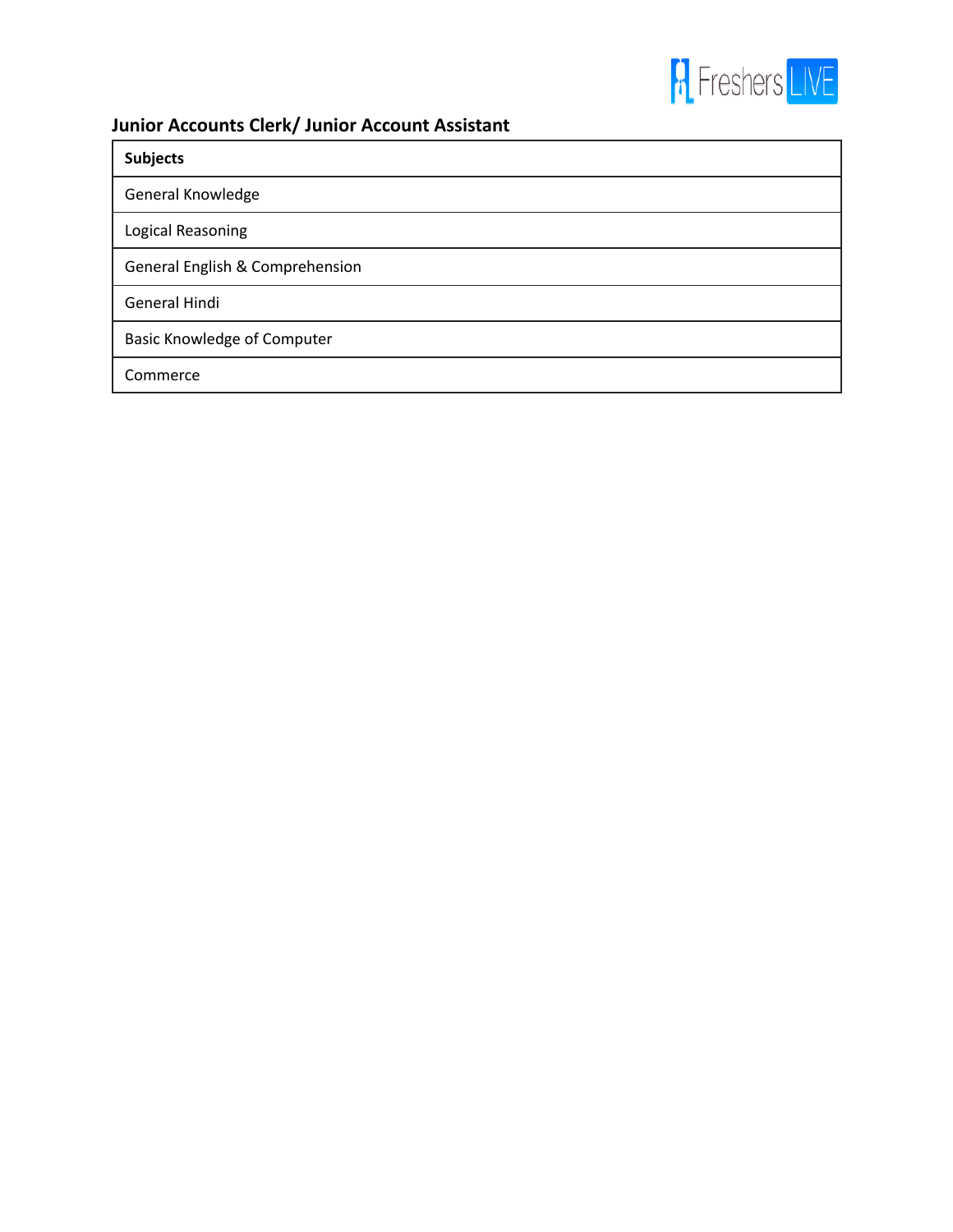## Junior Accounts Clerk/ Junior Account Assistant

| Subjects |
| --- |
| General Knowledge |
| Logical Reasoning |
| General English & Comprehension |
| General Hindi |
| Basic Knowledge of Computer |
| Commerce |